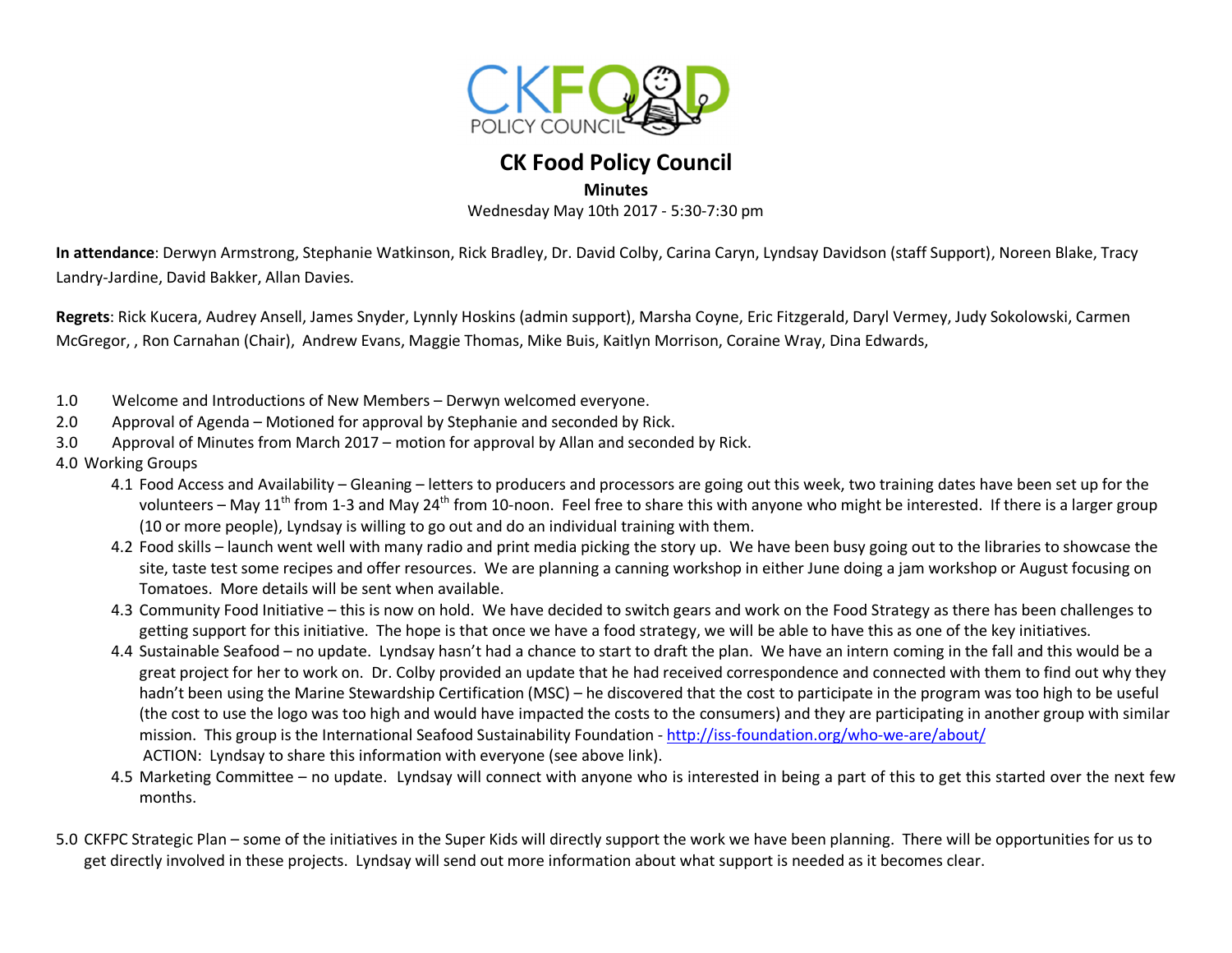# CK Food Policy Council

**Minutes**

Wednesday May 10th 2017 - 5:30-7:30 pm

**In attendance**: Derwyn Armstrong, Stephanie Watkinson, Rick Bradley, Dr. David Colby, Carina Caryn, Lyndsay Davidson (staff Support), Noreen Blake, Tracy Landry-Jardine, David Bakker, Allan Davies.

**Regrets**: Rick Kucera, Audrey Ansell, James Snyder, Lynnly Hoskins (admin support), Marsha Coyne, Eric Fitzgerald, Daryl Vermey, Judy Sokolowski, Carmen McGregor, , Ron Carnahan (Chair), Andrew Evans, Maggie Thomas, Mike Buis, Kaitlyn Morrison, Coraine Wray, Dina Edwards,

1.0 Welcome and Introductions of New Members – Derwyn welcomed everyone.

2.0 Approval of Agenda – Motioned for approval by Stephanie and seconded by Rick.

3.0 Approval of Minutes from March 2017 – motion for approval by Allan and seconded by Rick.

4.0 Working Groups

4.1 Food Access and Availability – Gleaning – letters to producers and processors are going out this week, two training dates have been set up for the volunteers – May 11th from 1-3 and May 24th from 10-noon. Feel free to share this with anyone who might be interested. If there is a larger group (10 or more people), Lyndsay is willing to go out and do an individual training with them.

4.2 Food skills – launch went well with many radio and print media picking the story up. We have been busy going out to the libraries to showcase the site, taste test some recipes and offer resources. We are planning a canning workshop in either June doing a jam workshop or August focusing on Tomatoes. More details will be sent when available.

4.3 Community Food Initiative – this is now on hold. We have decided to switch gears and work on the Food Strategy as there has been challenges to getting support for this initiative. The hope is that once we have a food strategy, we will be able to have this as one of the key initiatives.

4.4 Sustainable Seafood – no update. Lyndsay hasn't had a chance to start to draft the plan. We have an intern coming in the fall and this would be a great project for her to work on. Dr. Colby provided an update that he had received correspondence and connected with them to find out why they hadn't been using the Marine Stewardship Certification (MSC) – he discovered that the cost to participate in the program was too high to be useful (the cost to use the logo was too high and would have impacted the costs to the consumers) and they are participating in another group with similar mission. This group is the International Seafood Sustainability Foundation - http://iss-foundation.org/who-we-are/about/

ACTION: Lyndsay to share this information with everyone (see above link).

4.5 Marketing Committee – no update. Lyndsay will connect with anyone who is interested in being a part of this to get this started over the next few months.

5.0 CKFPC Strategic Plan – some of the initiatives in the Super Kids will directly support the work we have been planning. There will be opportunities for us to get directly involved in these projects. Lyndsay will send out more information about what support is needed as it becomes clear.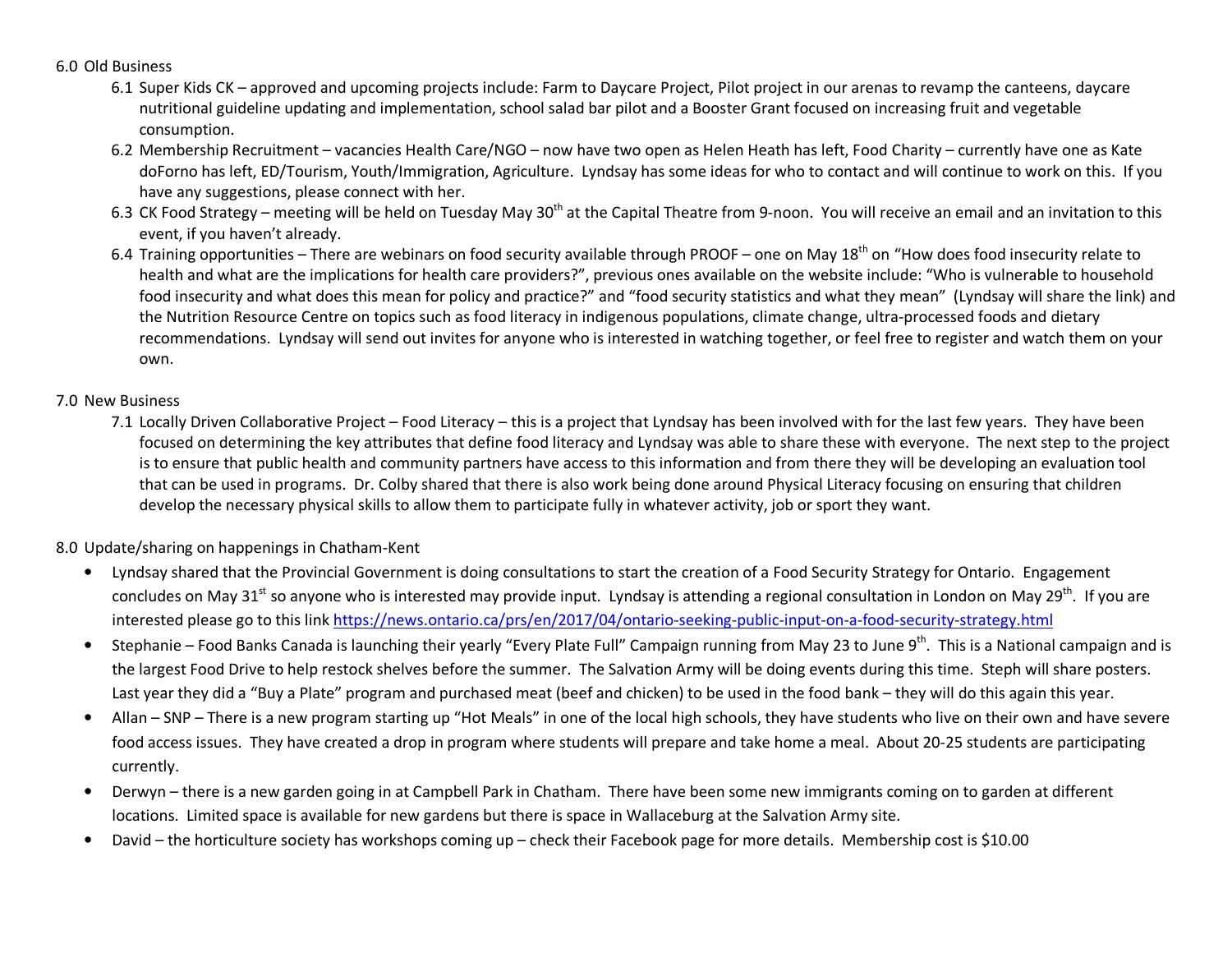6.0 Old Business

6.1 Super Kids CK – approved and upcoming projects include: Farm to Daycare Project, Pilot project in our arenas to revamp the canteens, daycare nutritional guideline updating and implementation, school salad bar pilot and a Booster Grant focused on increasing fruit and vegetable consumption.

6.2 Membership Recruitment – vacancies Health Care/NGO – now have two open as Helen Heath has left, Food Charity – currently have one as Kate doForno has left, ED/Tourism, Youth/Immigration, Agriculture. Lyndsay has some ideas for who to contact and will continue to work on this. If you have any suggestions, please connect with her.

6.3 CK Food Strategy – meeting will be held on Tuesday May 30th at the Capital Theatre from 9-noon. You will receive an email and an invitation to this event, if you haven't already.

6.4 Training opportunities – There are webinars on food security available through PROOF – one on May 18th on "How does food insecurity relate to health and what are the implications for health care providers?", previous ones available on the website include: "Who is vulnerable to household food insecurity and what does this mean for policy and practice?" and "food security statistics and what they mean" (Lyndsay will share the link) and the Nutrition Resource Centre on topics such as food literacy in indigenous populations, climate change, ultra-processed foods and dietary recommendations. Lyndsay will send out invites for anyone who is interested in watching together, or feel free to register and watch them on your own.

7.0 New Business

7.1 Locally Driven Collaborative Project – Food Literacy – this is a project that Lyndsay has been involved with for the last few years. They have been focused on determining the key attributes that define food literacy and Lyndsay was able to share these with everyone. The next step to the project is to ensure that public health and community partners have access to this information and from there they will be developing an evaluation tool that can be used in programs. Dr. Colby shared that there is also work being done around Physical Literacy focusing on ensuring that children develop the necessary physical skills to allow them to participate fully in whatever activity, job or sport they want.

8.0 Update/sharing on happenings in Chatham-Kent

- Lyndsay shared that the Provincial Government is doing consultations to start the creation of a Food Security Strategy for Ontario. Engagement concludes on May 31st so anyone who is interested may provide input. Lyndsay is attending a regional consultation in London on May 29th. If you are interested please go to this link https://news.ontario.ca/prs/en/2017/04/ontario-seeking-public-input-on-a-food-security-strategy.html
- Stephanie – Food Banks Canada is launching their yearly "Every Plate Full" Campaign running from May 23 to June 9th. This is a National campaign and is the largest Food Drive to help restock shelves before the summer. The Salvation Army will be doing events during this time. Steph will share posters. Last year they did a "Buy a Plate" program and purchased meat (beef and chicken) to be used in the food bank – they will do this again this year.
- Allan – SNP – There is a new program starting up "Hot Meals" in one of the local high schools, they have students who live on their own and have severe food access issues. They have created a drop in program where students will prepare and take home a meal. About 20-25 students are participating currently.
- Derwyn – there is a new garden going in at Campbell Park in Chatham. There have been some new immigrants coming on to garden at different locations. Limited space is available for new gardens but there is space in Wallaceburg at the Salvation Army site.
- David – the horticulture society has workshops coming up – check their Facebook page for more details. Membership cost is $10.00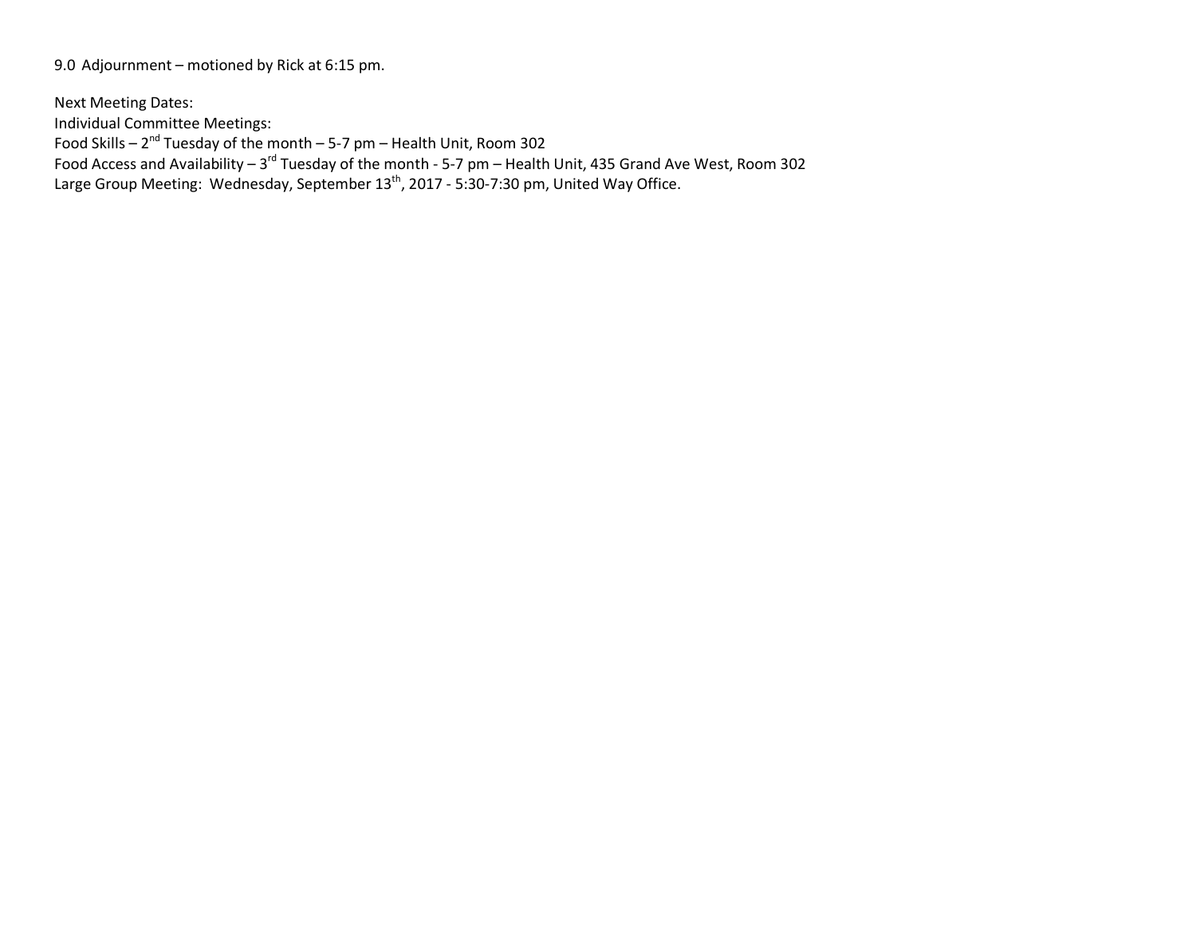9.0 Adjournment – motioned by Rick at 6:15 pm.

Next Meeting Dates:
Individual Committee Meetings:
Food Skills – 2nd Tuesday of the month – 5-7 pm – Health Unit, Room 302
Food Access and Availability – 3rd Tuesday of the month - 5-7 pm – Health Unit, 435 Grand Ave West, Room 302
Large Group Meeting: Wednesday, September 13th, 2017 - 5:30-7:30 pm, United Way Office.